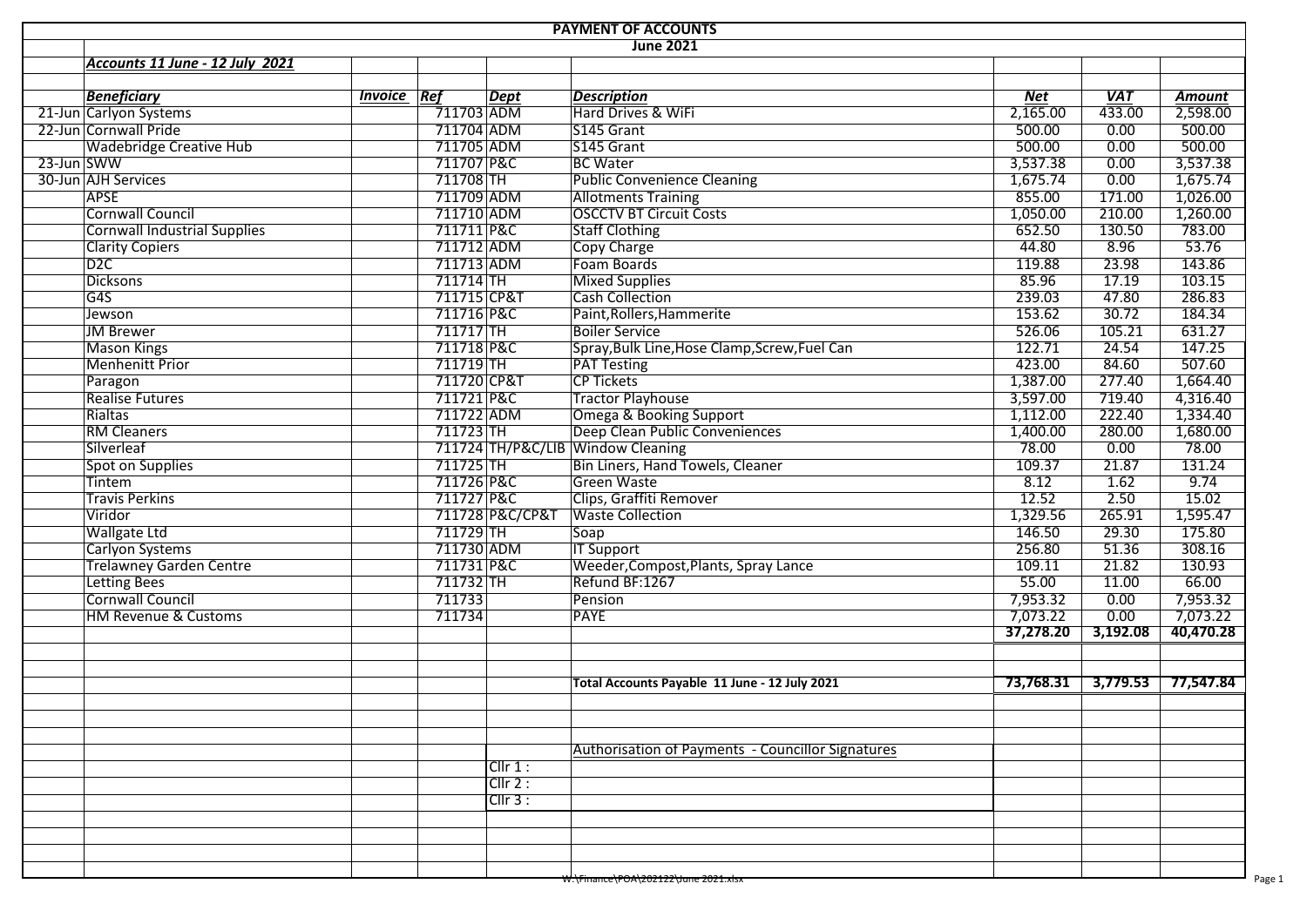# PAYMENT OF ACCOUNTS

## June 2021

***Accounts 11 June - 12 July 2021***

| | *Beneficiary* | *Invoice* | *Ref* | *Dept* | *Description* | *Net* | *VAT* | *Amount* |
|---|---|---|---|---|---|---|---|---|
| 21-Jun | Carlyon Systems | | 711703 | ADM | Hard Drives & WiFi | 2,165.00 | 433.00 | 2,598.00 |
| 22-Jun | Cornwall Pride | | 711704 | ADM | S145 Grant | 500.00 | 0.00 | 500.00 |
| | Wadebridge Creative Hub | | 711705 | ADM | S145 Grant | 500.00 | 0.00 | 500.00 |
| 23-Jun | SWW | | 711707 | P&C | BC Water | 3,537.38 | 0.00 | 3,537.38 |
| 30-Jun | AJH Services | | 711708 | TH | Public Convenience Cleaning | 1,675.74 | 0.00 | 1,675.74 |
| | APSE | | 711709 | ADM | Allotments Training | 855.00 | 171.00 | 1,026.00 |
| | Cornwall Council | | 711710 | ADM | OSCCTV BT Circuit Costs | 1,050.00 | 210.00 | 1,260.00 |
| | Cornwall Industrial Supplies | | 711711 | P&C | Staff Clothing | 652.50 | 130.50 | 783.00 |
| | Clarity Copiers | | 711712 | ADM | Copy Charge | 44.80 | 8.96 | 53.76 |
| | D2C | | 711713 | ADM | Foam Boards | 119.88 | 23.98 | 143.86 |
| | Dicksons | | 711714 | TH | Mixed Supplies | 85.96 | 17.19 | 103.15 |
| | G4S | | 711715 | CP&T | Cash Collection | 239.03 | 47.80 | 286.83 |
| | Jewson | | 711716 | P&C | Paint,Rollers,Hammerite | 153.62 | 30.72 | 184.34 |
| | JM Brewer | | 711717 | TH | Boiler Service | 526.06 | 105.21 | 631.27 |
| | Mason Kings | | 711718 | P&C | Spray,Bulk Line,Hose Clamp,Screw,Fuel Can | 122.71 | 24.54 | 147.25 |
| | Menhenitt Prior | | 711719 | TH | PAT Testing | 423.00 | 84.60 | 507.60 |
| | Paragon | | 711720 | CP&T | CP Tickets | 1,387.00 | 277.40 | 1,664.40 |
| | Realise Futures | | 711721 | P&C | Tractor Playhouse | 3,597.00 | 719.40 | 4,316.40 |
| | Rialtas | | 711722 | ADM | Omega & Booking Support | 1,112.00 | 222.40 | 1,334.40 |
| | RM Cleaners | | 711723 | TH | Deep Clean Public Conveniences | 1,400.00 | 280.00 | 1,680.00 |
| | Silverleaf | | 711724 | TH/P&C/LIB | Window Cleaning | 78.00 | 0.00 | 78.00 |
| | Spot on Supplies | | 711725 | TH | Bin Liners, Hand Towels, Cleaner | 109.37 | 21.87 | 131.24 |
| | Tintem | | 711726 | P&C | Green Waste | 8.12 | 1.62 | 9.74 |
| | Travis Perkins | | 711727 | P&C | Clips, Graffiti Remover | 12.52 | 2.50 | 15.02 |
| | Viridor | | 711728 | P&C/CP&T | Waste Collection | 1,329.56 | 265.91 | 1,595.47 |
| | Wallgate Ltd | | 711729 | TH | Soap | 146.50 | 29.30 | 175.80 |
| | Carlyon Systems | | 711730 | ADM | IT Support | 256.80 | 51.36 | 308.16 |
| | Trelawney Garden Centre | | 711731 | P&C | Weeder,Compost,Plants, Spray Lance | 109.11 | 21.82 | 130.93 |
| | Letting Bees | | 711732 | TH | Refund BF:1267 | 55.00 | 11.00 | 66.00 |
| | Cornwall Council | | 711733 | | Pension | 7,953.32 | 0.00 | 7,953.32 |
| | HM Revenue & Customs | | 711734 | | PAYE | 7,073.22 | 0.00 | 7,073.22 |
| | | | | | | **37,278.20** | **3,192.08** | **40,470.28** |
| | | | | | **Total Accounts Payable 11 June - 12 July 2021** | **73,768.31** | **3,779.53** | **77,547.84** |

Authorisation of Payments - Councillor Signatures

Cllr 1 :

Cllr 2 :

Cllr 3 :

W:\Finance\POA\202122\June 2021.xlsx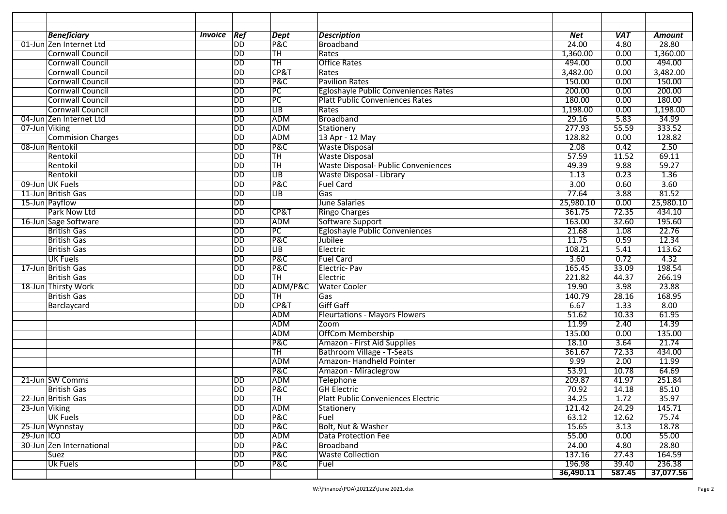| | Beneficiary | Invoice | Ref | Dept | Description | Net | VAT | Amount |
|---|---|---|---|---|---|---|---|---|
| 01-Jun | Zen Internet Ltd | | DD | P&C | Broadband | 24.00 | 4.80 | 28.80 |
| | Cornwall Council | | DD | TH | Rates | 1,360.00 | 0.00 | 1,360.00 |
| | Cornwall Council | | DD | TH | Office Rates | 494.00 | 0.00 | 494.00 |
| | Cornwall Council | | DD | CP&T | Rates | 3,482.00 | 0.00 | 3,482.00 |
| | Cornwall Council | | DD | P&C | Pavilion Rates | 150.00 | 0.00 | 150.00 |
| | Cornwall Council | | DD | PC | Egloshayle Public Conveniences Rates | 200.00 | 0.00 | 200.00 |
| | Cornwall Council | | DD | PC | Platt Public Conveniences Rates | 180.00 | 0.00 | 180.00 |
| | Cornwall Council | | DD | LIB | Rates | 1,198.00 | 0.00 | 1,198.00 |
| 04-Jun | Zen Internet Ltd | | DD | ADM | Broadband | 29.16 | 5.83 | 34.99 |
| 07-Jun | Viking | | DD | ADM | Stationery | 277.93 | 55.59 | 333.52 |
| | Commision Charges | | DD | ADM | 13 Apr - 12 May | 128.82 | 0.00 | 128.82 |
| 08-Jun | Rentokil | | DD | P&C | Waste Disposal | 2.08 | 0.42 | 2.50 |
| | Rentokil | | DD | TH | Waste Disposal | 57.59 | 11.52 | 69.11 |
| | Rentokil | | DD | TH | Waste Disposal- Public Conveniences | 49.39 | 9.88 | 59.27 |
| | Rentokil | | DD | LIB | Waste Disposal - Library | 1.13 | 0.23 | 1.36 |
| 09-Jun | UK Fuels | | DD | P&C | Fuel Card | 3.00 | 0.60 | 3.60 |
| 11-Jun | British Gas | | DD | LIB | Gas | 77.64 | 3.88 | 81.52 |
| 15-Jun | Payflow | | DD | | June Salaries | 25,980.10 | 0.00 | 25,980.10 |
| | Park Now Ltd | | DD | CP&T | Ringo Charges | 361.75 | 72.35 | 434.10 |
| 16-Jun | Sage Software | | DD | ADM | Software Support | 163.00 | 32.60 | 195.60 |
| | British Gas | | DD | PC | Egloshayle Public Conveniences | 21.68 | 1.08 | 22.76 |
| | British Gas | | DD | P&C | Jubilee | 11.75 | 0.59 | 12.34 |
| | British Gas | | DD | LIB | Electric | 108.21 | 5.41 | 113.62 |
| | UK Fuels | | DD | P&C | Fuel Card | 3.60 | 0.72 | 4.32 |
| 17-Jun | British Gas | | DD | P&C | Electric- Pav | 165.45 | 33.09 | 198.54 |
| | British Gas | | DD | TH | Electric | 221.82 | 44.37 | 266.19 |
| 18-Jun | Thirsty Work | | DD | ADM/P&C | Water Cooler | 19.90 | 3.98 | 23.88 |
| | British Gas | | DD | TH | Gas | 140.79 | 28.16 | 168.95 |
| | Barclaycard | | DD | CP&T | Giff Gaff | 6.67 | 1.33 | 8.00 |
| | | | | ADM | Fleurtations - Mayors Flowers | 51.62 | 10.33 | 61.95 |
| | | | | ADM | Zoom | 11.99 | 2.40 | 14.39 |
| | | | | ADM | OffCom Membership | 135.00 | 0.00 | 135.00 |
| | | | | P&C | Amazon - First Aid Supplies | 18.10 | 3.64 | 21.74 |
| | | | | TH | Bathroom Village - T-Seats | 361.67 | 72.33 | 434.00 |
| | | | | ADM | Amazon- Handheld Pointer | 9.99 | 2.00 | 11.99 |
| | | | | P&C | Amazon - Miraclegrow | 53.91 | 10.78 | 64.69 |
| 21-Jun | SW Comms | | DD | ADM | Telephone | 209.87 | 41.97 | 251.84 |
| | British Gas | | DD | P&C | GH Electric | 70.92 | 14.18 | 85.10 |
| 22-Jun | British Gas | | DD | TH | Platt Public Conveniences Electric | 34.25 | 1.72 | 35.97 |
| 23-Jun | Viking | | DD | ADM | Stationery | 121.42 | 24.29 | 145.71 |
| | UK Fuels | | DD | P&C | Fuel | 63.12 | 12.62 | 75.74 |
| 25-Jun | Wynnstay | | DD | P&C | Bolt, Nut & Washer | 15.65 | 3.13 | 18.78 |
| 29-Jun | ICO | | DD | ADM | Data Protection Fee | 55.00 | 0.00 | 55.00 |
| 30-Jun | Zen International | | DD | P&C | Broadband | 24.00 | 4.80 | 28.80 |
| | Suez | | DD | P&C | Waste Collection | 137.16 | 27.43 | 164.59 |
| | Uk Fuels | | DD | P&C | Fuel | 196.98 | 39.40 | 236.38 |
| | | | | | | **36,490.11** | **587.45** | **37,077.56** |

W:\Finance\POA\202122\June 2021.xlsx